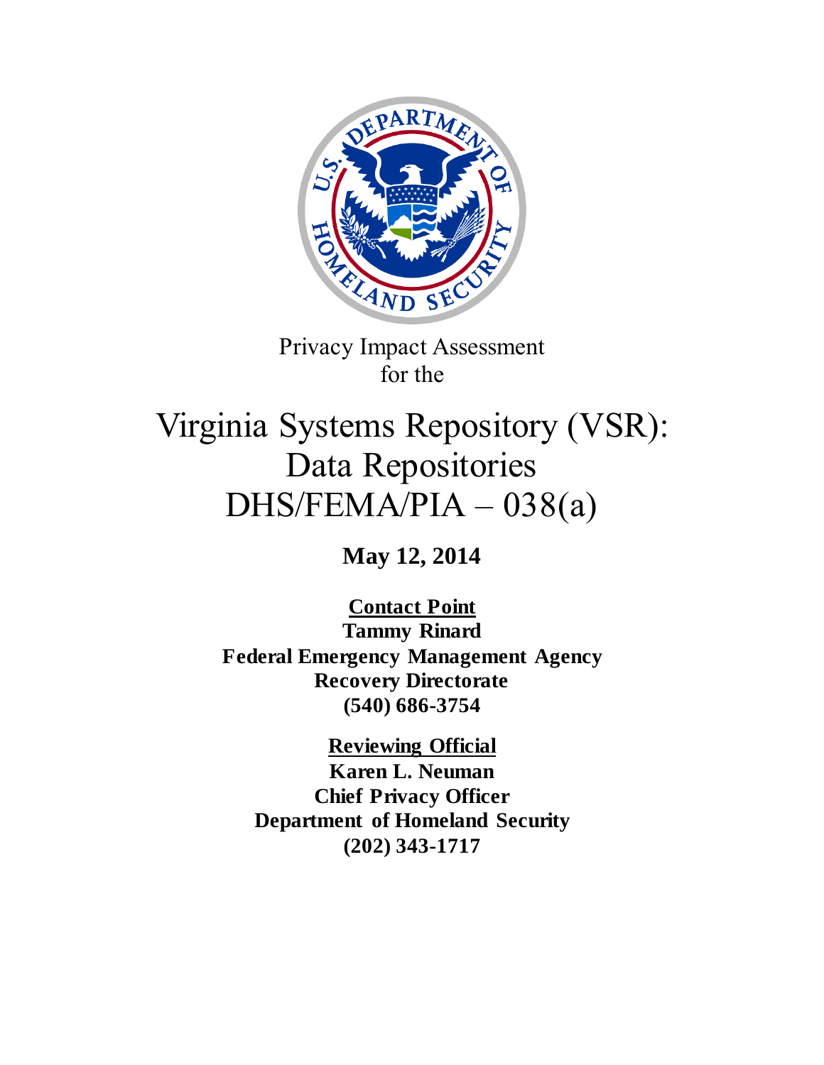Privacy Impact Assessment
for the

# Virginia Systems Repository (VSR): Data Repositories DHS/FEMA/PIA – 038(a)

**May 12, 2014**

**Contact Point**
**Tammy Rinard**
**Federal Emergency Management Agency**
**Recovery Directorate**
**(540) 686-3754**

**Reviewing Official**
**Karen L. Neuman**
**Chief Privacy Officer**
**Department of Homeland Security**
**(202) 343-1717**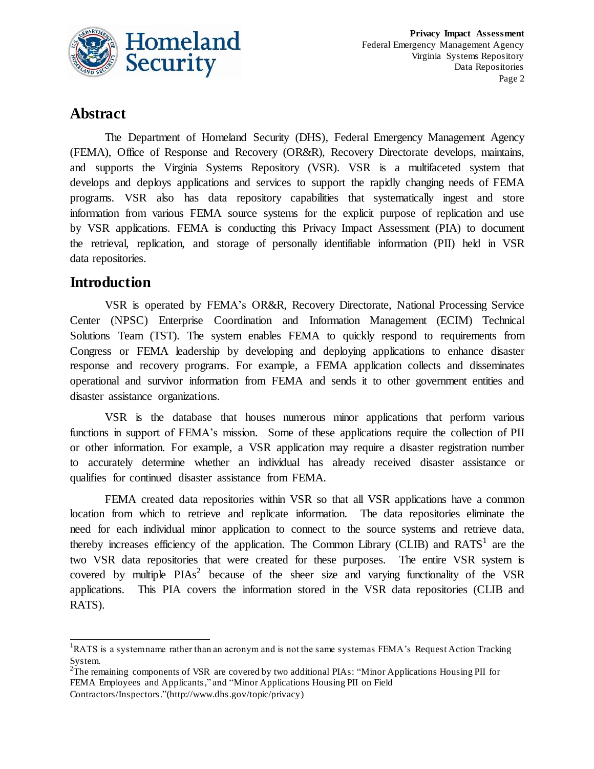## Abstract

The Department of Homeland Security (DHS), Federal Emergency Management Agency (FEMA), Office of Response and Recovery (OR&R), Recovery Directorate develops, maintains, and supports the Virginia Systems Repository (VSR). VSR is a multifaceted system that develops and deploys applications and services to support the rapidly changing needs of FEMA programs. VSR also has data repository capabilities that systematically ingest and store information from various FEMA source systems for the explicit purpose of replication and use by VSR applications. FEMA is conducting this Privacy Impact Assessment (PIA) to document the retrieval, replication, and storage of personally identifiable information (PII) held in VSR data repositories.

## Introduction

VSR is operated by FEMA's OR&R, Recovery Directorate, National Processing Service Center (NPSC) Enterprise Coordination and Information Management (ECIM) Technical Solutions Team (TST). The system enables FEMA to quickly respond to requirements from Congress or FEMA leadership by developing and deploying applications to enhance disaster response and recovery programs. For example, a FEMA application collects and disseminates operational and survivor information from FEMA and sends it to other government entities and disaster assistance organizations.

VSR is the database that houses numerous minor applications that perform various functions in support of FEMA's mission. Some of these applications require the collection of PII or other information. For example, a VSR application may require a disaster registration number to accurately determine whether an individual has already received disaster assistance or qualifies for continued disaster assistance from FEMA.

FEMA created data repositories within VSR so that all VSR applications have a common location from which to retrieve and replicate information. The data repositories eliminate the need for each individual minor application to connect to the source systems and retrieve data, thereby increases efficiency of the application. The Common Library (CLIB) and RATS[1] are the two VSR data repositories that were created for these purposes. The entire VSR system is covered by multiple PIAs[2] because of the sheer size and varying functionality of the VSR applications. This PIA covers the information stored in the VSR data repositories (CLIB and RATS).

---

[1] RATS is a system name rather than an acronym and is not the same system as FEMA's Request Action Tracking System.

[2] The remaining components of VSR are covered by two additional PIAs: "Minor Applications Housing PII for FEMA Employees and Applicants," and "Minor Applications Housing PII on Field Contractors/Inspectors."(http://www.dhs.gov/topic/privacy)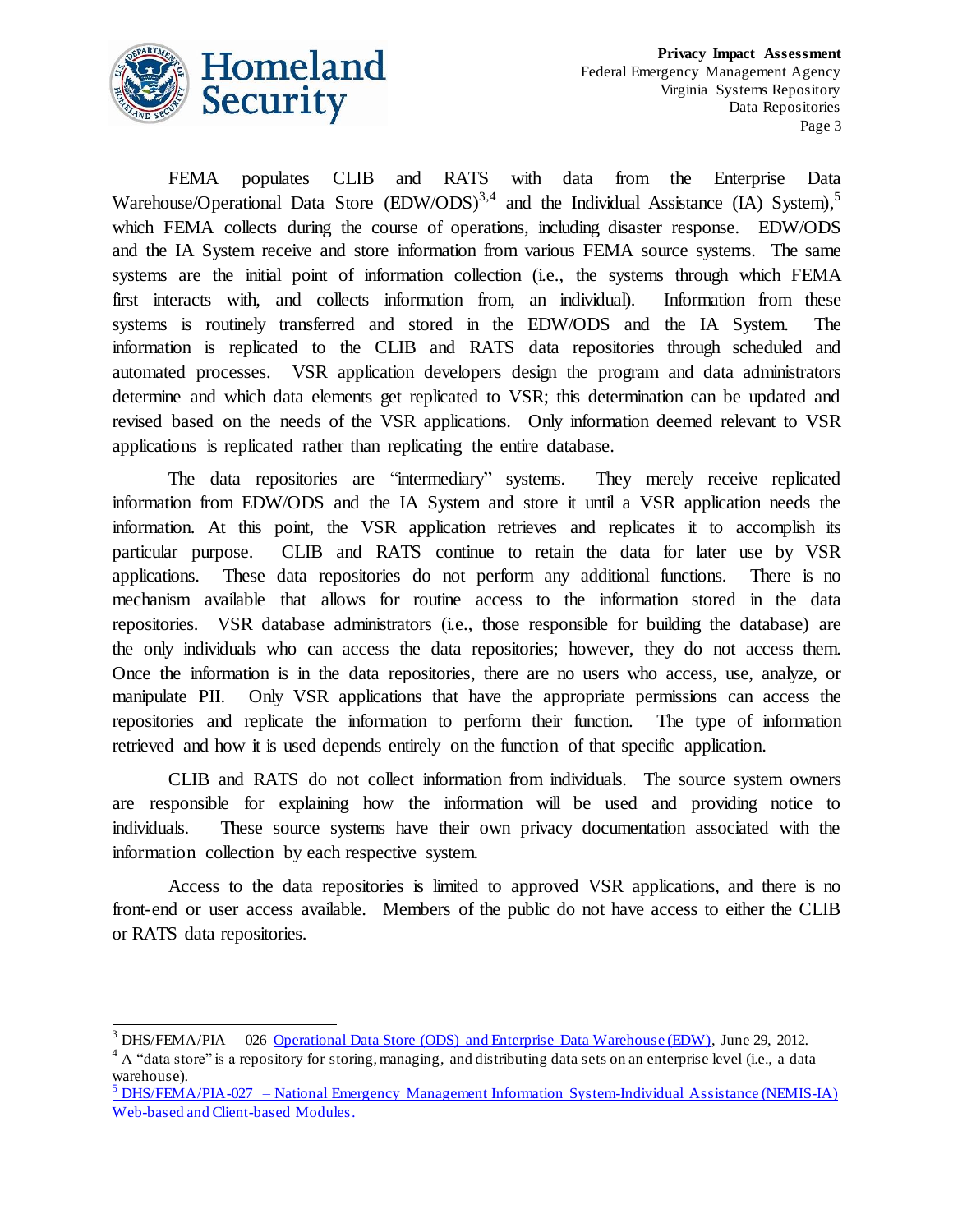FEMA populates CLIB and RATS with data from the Enterprise Data Warehouse/Operational Data Store (EDW/ODS)[3,4] and the Individual Assistance (IA) System),[5] which FEMA collects during the course of operations, including disaster response. EDW/ODS and the IA System receive and store information from various FEMA source systems. The same systems are the initial point of information collection (i.e., the systems through which FEMA first interacts with, and collects information from, an individual). Information from these systems is routinely transferred and stored in the EDW/ODS and the IA System. The information is replicated to the CLIB and RATS data repositories through scheduled and automated processes. VSR application developers design the program and data administrators determine and which data elements get replicated to VSR; this determination can be updated and revised based on the needs of the VSR applications. Only information deemed relevant to VSR applications is replicated rather than replicating the entire database.

The data repositories are "intermediary" systems. They merely receive replicated information from EDW/ODS and the IA System and store it until a VSR application needs the information. At this point, the VSR application retrieves and replicates it to accomplish its particular purpose. CLIB and RATS continue to retain the data for later use by VSR applications. These data repositories do not perform any additional functions. There is no mechanism available that allows for routine access to the information stored in the data repositories. VSR database administrators (i.e., those responsible for building the database) are the only individuals who can access the data repositories; however, they do not access them. Once the information is in the data repositories, there are no users who access, use, analyze, or manipulate PII. Only VSR applications that have the appropriate permissions can access the repositories and replicate the information to perform their function. The type of information retrieved and how it is used depends entirely on the function of that specific application.

CLIB and RATS do not collect information from individuals. The source system owners are responsible for explaining how the information will be used and providing notice to individuals. These source systems have their own privacy documentation associated with the information collection by each respective system.

Access to the data repositories is limited to approved VSR applications, and there is no front-end or user access available. Members of the public do not have access to either the CLIB or RATS data repositories.

---

[3] DHS/FEMA/PIA – 026 Operational Data Store (ODS) and Enterprise Data Warehouse (EDW), June 29, 2012.

[4] A "data store" is a repository for storing, managing, and distributing data sets on an enterprise level (i.e., a data warehouse).

[5] DHS/FEMA/PIA-027 – National Emergency Management Information System-Individual Assistance (NEMIS-IA) Web-based and Client-based Modules.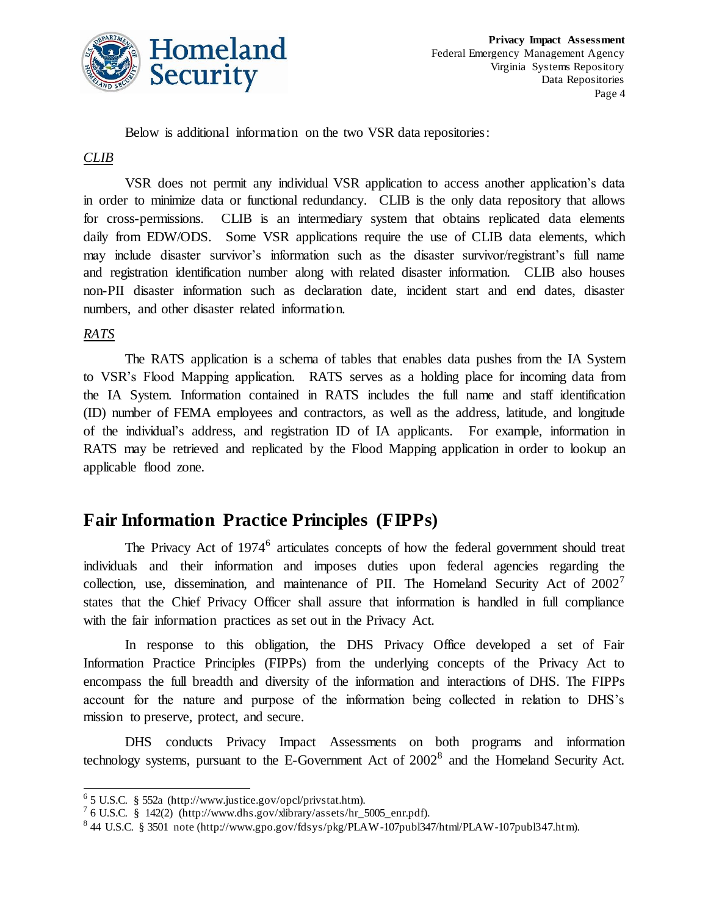Below is additional information on the two VSR data repositories:

*CLIB*

VSR does not permit any individual VSR application to access another application's data in order to minimize data or functional redundancy. CLIB is the only data repository that allows for cross-permissions. CLIB is an intermediary system that obtains replicated data elements daily from EDW/ODS. Some VSR applications require the use of CLIB data elements, which may include disaster survivor's information such as the disaster survivor/registrant's full name and registration identification number along with related disaster information. CLIB also houses non-PII disaster information such as declaration date, incident start and end dates, disaster numbers, and other disaster related information.

*RATS*

The RATS application is a schema of tables that enables data pushes from the IA System to VSR's Flood Mapping application. RATS serves as a holding place for incoming data from the IA System. Information contained in RATS includes the full name and staff identification (ID) number of FEMA employees and contractors, as well as the address, latitude, and longitude of the individual's address, and registration ID of IA applicants. For example, information in RATS may be retrieved and replicated by the Flood Mapping application in order to lookup an applicable flood zone.

## Fair Information Practice Principles (FIPPs)

The Privacy Act of 1974[6] articulates concepts of how the federal government should treat individuals and their information and imposes duties upon federal agencies regarding the collection, use, dissemination, and maintenance of PII. The Homeland Security Act of 2002[7] states that the Chief Privacy Officer shall assure that information is handled in full compliance with the fair information practices as set out in the Privacy Act.

In response to this obligation, the DHS Privacy Office developed a set of Fair Information Practice Principles (FIPPs) from the underlying concepts of the Privacy Act to encompass the full breadth and diversity of the information and interactions of DHS. The FIPPs account for the nature and purpose of the information being collected in relation to DHS's mission to preserve, protect, and secure.

DHS conducts Privacy Impact Assessments on both programs and information technology systems, pursuant to the E-Government Act of 2002[8] and the Homeland Security Act.

---

[6] 5 U.S.C. § 552a (http://www.justice.gov/opcl/privstat.htm).

[7] 6 U.S.C. § 142(2) (http://www.dhs.gov/xlibrary/assets/hr_5005_enr.pdf).

[8] 44 U.S.C. § 3501 note (http://www.gpo.gov/fdsys/pkg/PLAW-107publ347/html/PLAW-107publ347.htm).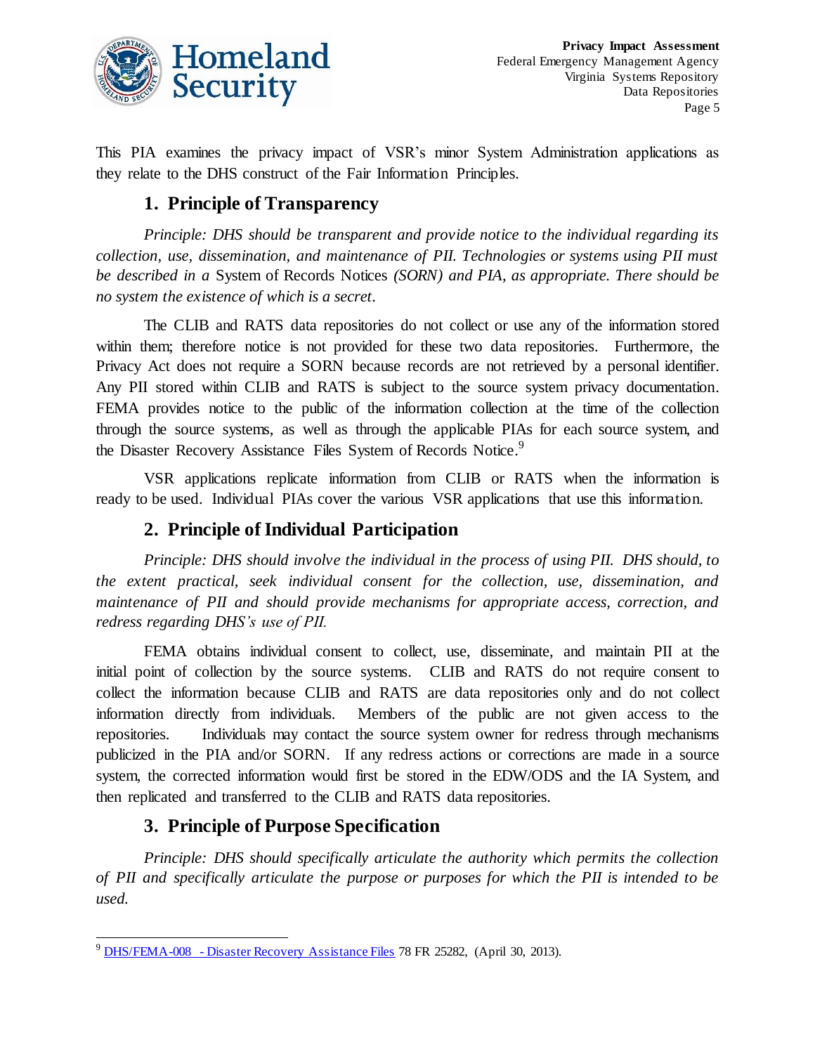This PIA examines the privacy impact of VSR's minor System Administration applications as they relate to the DHS construct of the Fair Information Principles.

## 1. Principle of Transparency

*Principle: DHS should be transparent and provide notice to the individual regarding its collection, use, dissemination, and maintenance of PII. Technologies or systems using PII must be described in a* System of Records Notices *(SORN) and PIA, as appropriate. There should be no system the existence of which is a secret.*

The CLIB and RATS data repositories do not collect or use any of the information stored within them; therefore notice is not provided for these two data repositories. Furthermore, the Privacy Act does not require a SORN because records are not retrieved by a personal identifier. Any PII stored within CLIB and RATS is subject to the source system privacy documentation. FEMA provides notice to the public of the information collection at the time of the collection through the source systems, as well as through the applicable PIAs for each source system, and the Disaster Recovery Assistance Files System of Records Notice.[9]

VSR applications replicate information from CLIB or RATS when the information is ready to be used. Individual PIAs cover the various VSR applications that use this information.

## 2. Principle of Individual Participation

*Principle: DHS should involve the individual in the process of using PII. DHS should, to the extent practical, seek individual consent for the collection, use, dissemination, and maintenance of PII and should provide mechanisms for appropriate access, correction, and redress regarding DHS's use of PII.*

FEMA obtains individual consent to collect, use, disseminate, and maintain PII at the initial point of collection by the source systems. CLIB and RATS do not require consent to collect the information because CLIB and RATS are data repositories only and do not collect information directly from individuals. Members of the public are not given access to the repositories. Individuals may contact the source system owner for redress through mechanisms publicized in the PIA and/or SORN. If any redress actions or corrections are made in a source system, the corrected information would first be stored in the EDW/ODS and the IA System, and then replicated and transferred to the CLIB and RATS data repositories.

## 3. Principle of Purpose Specification

*Principle: DHS should specifically articulate the authority which permits the collection of PII and specifically articulate the purpose or purposes for which the PII is intended to be used.*

---

[9] DHS/FEMA-008 - Disaster Recovery Assistance Files 78 FR 25282, (April 30, 2013).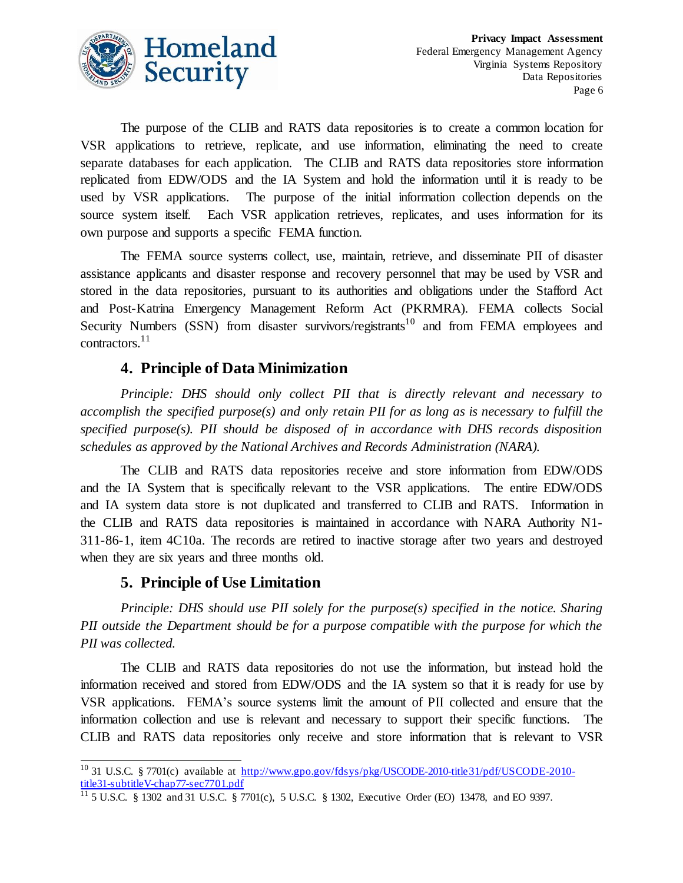The purpose of the CLIB and RATS data repositories is to create a common location for VSR applications to retrieve, replicate, and use information, eliminating the need to create separate databases for each application. The CLIB and RATS data repositories store information replicated from EDW/ODS and the IA System and hold the information until it is ready to be used by VSR applications. The purpose of the initial information collection depends on the source system itself. Each VSR application retrieves, replicates, and uses information for its own purpose and supports a specific FEMA function.

The FEMA source systems collect, use, maintain, retrieve, and disseminate PII of disaster assistance applicants and disaster response and recovery personnel that may be used by VSR and stored in the data repositories, pursuant to its authorities and obligations under the Stafford Act and Post-Katrina Emergency Management Reform Act (PKRMRA). FEMA collects Social Security Numbers (SSN) from disaster survivors/registrants[10] and from FEMA employees and contractors.[11]

## 4. Principle of Data Minimization

*Principle: DHS should only collect PII that is directly relevant and necessary to accomplish the specified purpose(s) and only retain PII for as long as is necessary to fulfill the specified purpose(s). PII should be disposed of in accordance with DHS records disposition schedules as approved by the National Archives and Records Administration (NARA).*

The CLIB and RATS data repositories receive and store information from EDW/ODS and the IA System that is specifically relevant to the VSR applications. The entire EDW/ODS and IA system data store is not duplicated and transferred to CLIB and RATS. Information in the CLIB and RATS data repositories is maintained in accordance with NARA Authority N1-311-86-1, item 4C10a. The records are retired to inactive storage after two years and destroyed when they are six years and three months old.

## 5. Principle of Use Limitation

*Principle: DHS should use PII solely for the purpose(s) specified in the notice. Sharing PII outside the Department should be for a purpose compatible with the purpose for which the PII was collected.*

The CLIB and RATS data repositories do not use the information, but instead hold the information received and stored from EDW/ODS and the IA system so that it is ready for use by VSR applications. FEMA's source systems limit the amount of PII collected and ensure that the information collection and use is relevant and necessary to support their specific functions. The CLIB and RATS data repositories only receive and store information that is relevant to VSR

---

[10] 31 U.S.C. § 7701(c) available at http://www.gpo.gov/fdsys/pkg/USCODE-2010-title31/pdf/USCODE-2010-title31-subtitleV-chap77-sec7701.pdf

[11] 5 U.S.C. § 1302 and 31 U.S.C. § 7701(c), 5 U.S.C. § 1302, Executive Order (EO) 13478, and EO 9397.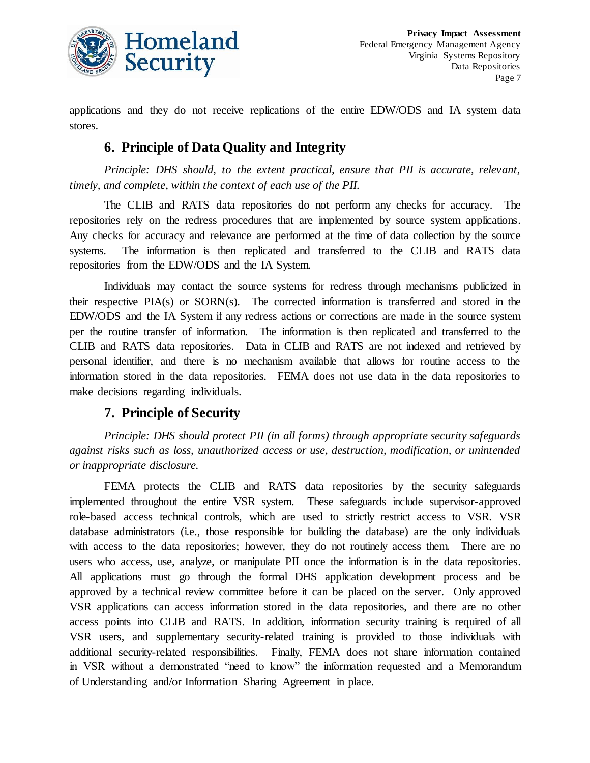applications and they do not receive replications of the entire EDW/ODS and IA system data stores.

## 6. Principle of Data Quality and Integrity

*Principle: DHS should, to the extent practical, ensure that PII is accurate, relevant, timely, and complete, within the context of each use of the PII.*

The CLIB and RATS data repositories do not perform any checks for accuracy. The repositories rely on the redress procedures that are implemented by source system applications. Any checks for accuracy and relevance are performed at the time of data collection by the source systems. The information is then replicated and transferred to the CLIB and RATS data repositories from the EDW/ODS and the IA System.

Individuals may contact the source systems for redress through mechanisms publicized in their respective PIA(s) or SORN(s). The corrected information is transferred and stored in the EDW/ODS and the IA System if any redress actions or corrections are made in the source system per the routine transfer of information. The information is then replicated and transferred to the CLIB and RATS data repositories. Data in CLIB and RATS are not indexed and retrieved by personal identifier, and there is no mechanism available that allows for routine access to the information stored in the data repositories. FEMA does not use data in the data repositories to make decisions regarding individuals.

## 7. Principle of Security

*Principle: DHS should protect PII (in all forms) through appropriate security safeguards against risks such as loss, unauthorized access or use, destruction, modification, or unintended or inappropriate disclosure.*

FEMA protects the CLIB and RATS data repositories by the security safeguards implemented throughout the entire VSR system. These safeguards include supervisor-approved role-based access technical controls, which are used to strictly restrict access to VSR. VSR database administrators (i.e., those responsible for building the database) are the only individuals with access to the data repositories; however, they do not routinely access them. There are no users who access, use, analyze, or manipulate PII once the information is in the data repositories. All applications must go through the formal DHS application development process and be approved by a technical review committee before it can be placed on the server. Only approved VSR applications can access information stored in the data repositories, and there are no other access points into CLIB and RATS. In addition, information security training is required of all VSR users, and supplementary security-related training is provided to those individuals with additional security-related responsibilities. Finally, FEMA does not share information contained in VSR without a demonstrated "need to know" the information requested and a Memorandum of Understanding and/or Information Sharing Agreement in place.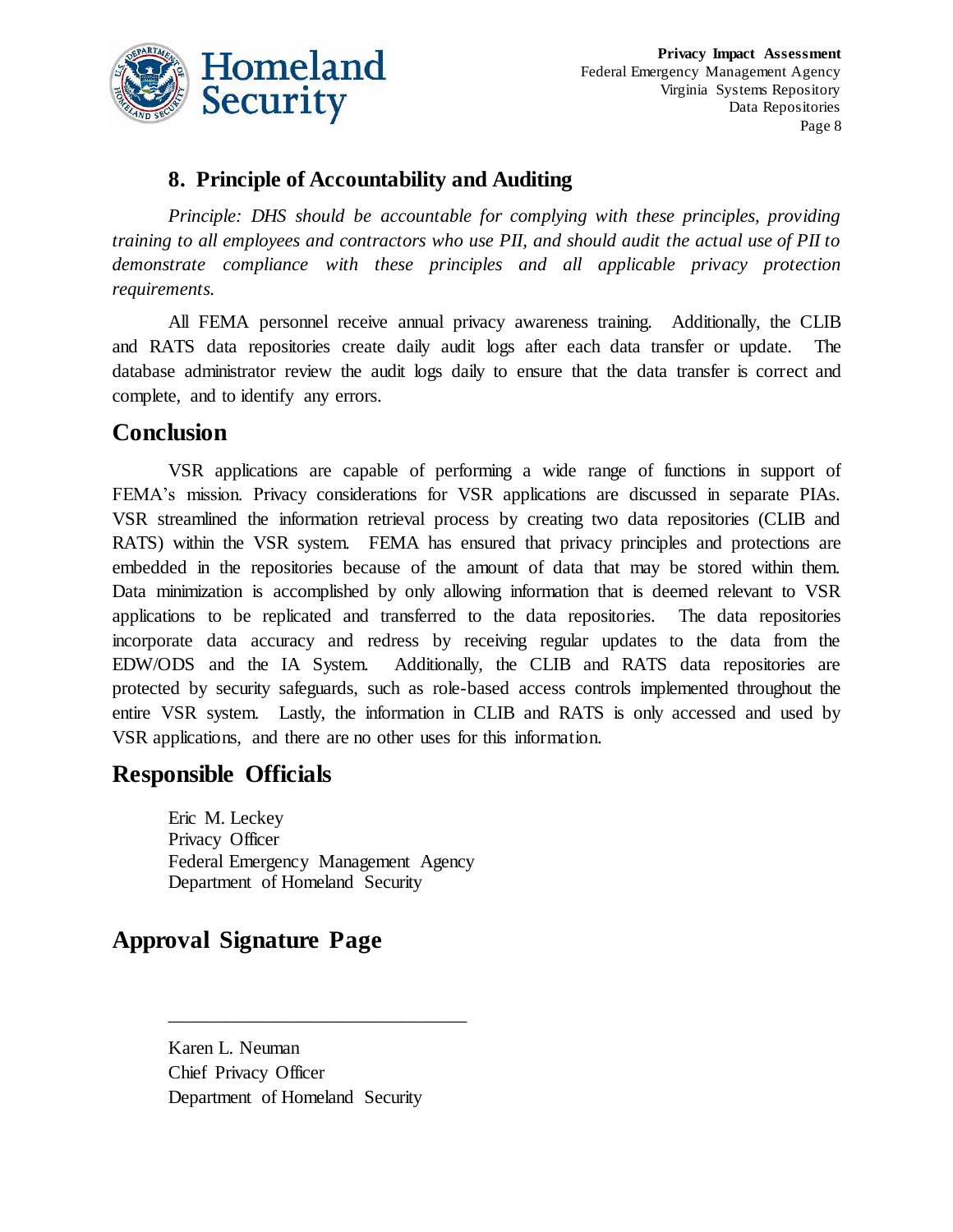## 8. Principle of Accountability and Auditing

*Principle: DHS should be accountable for complying with these principles, providing training to all employees and contractors who use PII, and should audit the actual use of PII to demonstrate compliance with these principles and all applicable privacy protection requirements.*

All FEMA personnel receive annual privacy awareness training. Additionally, the CLIB and RATS data repositories create daily audit logs after each data transfer or update. The database administrator review the audit logs daily to ensure that the data transfer is correct and complete, and to identify any errors.

# Conclusion

VSR applications are capable of performing a wide range of functions in support of FEMA's mission. Privacy considerations for VSR applications are discussed in separate PIAs. VSR streamlined the information retrieval process by creating two data repositories (CLIB and RATS) within the VSR system. FEMA has ensured that privacy principles and protections are embedded in the repositories because of the amount of data that may be stored within them. Data minimization is accomplished by only allowing information that is deemed relevant to VSR applications to be replicated and transferred to the data repositories. The data repositories incorporate data accuracy and redress by receiving regular updates to the data from the EDW/ODS and the IA System. Additionally, the CLIB and RATS data repositories are protected by security safeguards, such as role-based access controls implemented throughout the entire VSR system. Lastly, the information in CLIB and RATS is only accessed and used by VSR applications, and there are no other uses for this information.

# Responsible Officials

Eric M. Leckey
Privacy Officer
Federal Emergency Management Agency
Department of Homeland Security

# Approval Signature Page

\_\_\_\_\_\_\_\_\_\_\_\_\_\_\_\_\_\_\_\_\_\_\_\_\_\_\_\_\_\_\_\_

Karen L. Neuman
Chief Privacy Officer
Department of Homeland Security